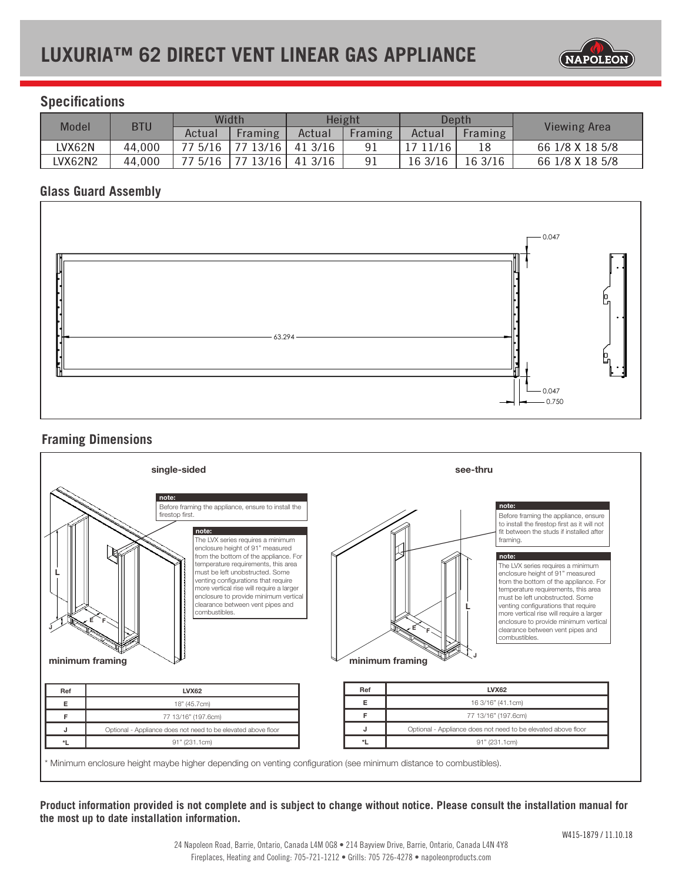# LUXURIA™ 62 DIRECT VENT LINEAR GAS APPLIANCE

## Specifications

| Model | BTU | Width | | Height | | Depth | | Viewing Area |
|---|---|---|---|---|---|---|---|---|
| | | Actual | Framing | Actual | Framing | Actual | Framing | |
| LVX62N | 44,000 | 77 5/16 | 77 13/16 | 41 3/16 | 91 | 17 11/16 | 18 | 66 1/8 X 18 5/8 |
| LVX62N2 | 44,000 | 77 5/16 | 77 13/16 | 41 3/16 | 91 | 16 3/16 | 16 3/16 | 66 1/8 X 18 5/8 |

## Glass Guard Assembly

0.047

63.294

0.047

0.750

## Framing Dimensions

### single-sided

**note:** Before framing the appliance, ensure to install the firestop first.

**note:** The LVX series requires a minimum enclosure height of 91" measured from the bottom of the appliance. For temperature requirements, this area must be left unobstructed. Some venting configurations that require more vertical rise will require a larger enclosure to provide minimum vertical clearance between vent pipes and combustibles.

L, E, F, J

minimum framing

| Ref | LVX62 |
|---|---|
| E | 18" (45.7cm) |
| F | 77 13/16" (197.6cm) |
| J | Optional - Appliance does not need to be elevated above floor |
| *L | 91" (231.1cm) |

### see-thru

**note:** Before framing the appliance, ensure to install the firestop first as it will not fit between the studs if installed after framing.

**note:** The LVX series requires a minimum enclosure height of 91" measured from the bottom of the appliance. For temperature requirements, this area must be left unobstructed. Some venting configurations that require more vertical rise will require a larger enclosure to provide minimum vertical clearance between vent pipes and combustibles.

L, E, F, J

minimum framing

| Ref | LVX62 |
|---|---|
| E | 16 3/16" (41.1cm) |
| F | 77 13/16" (197.6cm) |
| J | Optional - Appliance does not need to be elevated above floor |
| *L | 91" (231.1cm) |

* Minimum enclosure height maybe higher depending on venting configuration (see minimum distance to combustibles).

**Product information provided is not complete and is subject to change without notice. Please consult the installation manual for the most up to date installation information.**

W415-1879 / 11.10.18

24 Napoleon Road, Barrie, Ontario, Canada L4M 0G8 • 214 Bayview Drive, Barrie, Ontario, Canada L4N 4Y8
Fireplaces, Heating and Cooling: 705-721-1212 • Grills: 705 726-4278 • napoleonproducts.com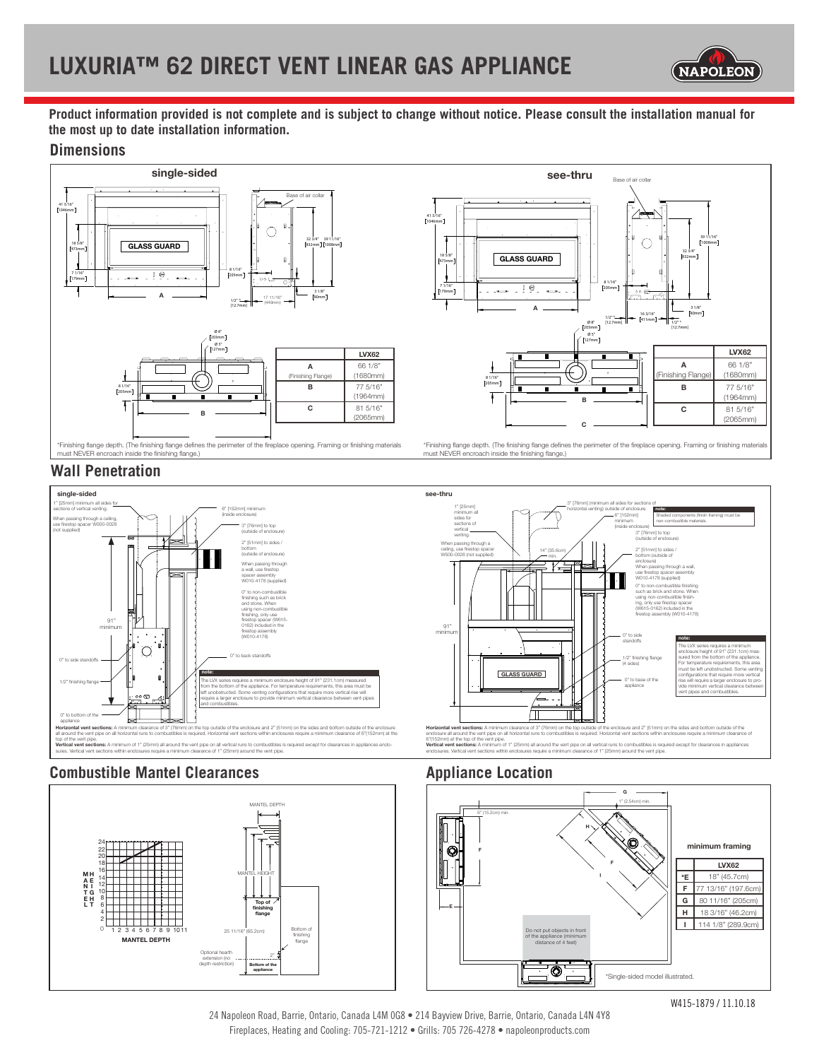# LUXURIA™ 62 DIRECT VENT LINEAR GAS APPLIANCE

**Product information provided is not complete and is subject to change without notice. Please consult the installation manual for the most up to date installation information.**

## Dimensions

### single-sided

| | LVX62 |
|---|---|
| A (Finishing Flange) | 66 1/8" (1680mm) |
| B | 77 5/16" (1964mm) |
| C | 81 5/16" (2065mm) |

*Finishing flange depth. (The finishing flange defines the perimeter of the fireplace opening. Framing or finishing materials must NEVER encroach inside the finishing flange.)

### see-thru

| | LVX62 |
|---|---|
| A (Finishing Flange) | 66 1/8" (1680mm) |
| B | 77 5/16" (1964mm) |
| C | 81 5/16" (2065mm) |

*Finishing flange depth. (The finishing flange defines the perimeter of the fireplace opening. Framing or finishing materials must NEVER encroach inside the finishing flange.)

## Wall Penetration

### single-sided

**note:** The LVX series requires a minimum enclosure height of 91" (231.1cm) measured from the bottom of the appliance. For temperature requirements, this area must be left unobstructed. Some venting configurations that require more vertical rise will require a larger enclosure to provide minimum vertical clearance between vent pipes and combustibles.

**Horizontal vent sections:** A minimum clearance of 3" (76mm) on the top outside of the enclosure and 2" (51mm) on the sides and bottom outside of the enclosure all around the vent pipe on all horizontal runs to combustibles is required. Horizontal vent sections within enclosures require a minimum clearance of 6"(152mm) at the top of the vent pipe.
**Vertical vent sections:** A minimum of 1" (25mm) all around the vent pipe on all vertical runs to combustibles is required except for clearances in appliances enclosures. Vertical vent sections within enclosures require a minimum clearance of 1" (25mm) around the vent pipe.

### see-thru

**note:** Shaded components (finish framing) must be non-combustible materials.

**note:** The LVX series requires a minimum enclosure height of 91" (231.1cm) measured from the bottom of the appliance. For temperature requirements, this area must be left unobstructed. Some venting configurations that require more vertical rise will require a larger enclosure to provide minimum vertical clearance between vent pipes and combustibles.

**Horizontal vent sections:** A minimum clearance of 3" (76mm) on the top outside of the enclosure and 2" (51mm) on the sides and bottom outside of the enclosure all around the vent pipe on all horizontal runs to combustibles is required. Horizontal vent sections within enclosures require a minimum clearance of 6"(152mm) at the top of the vent pipe.
**Vertical vent sections:** A minimum of 1" (25mm) all around the vent pipe on all vertical runs to combustibles is required except for clearances in appliances enclosures. Vertical vent sections within enclosures require a minimum clearance of 1" (25mm) around the vent pipe.

## Combustible Mantel Clearances

## Appliance Location

**minimum framing**

| | LVX62 |
|---|---|
| *E | 18" (45.7cm) |
| F | 77 13/16" (197.6cm) |
| G | 80 11/16" (205cm) |
| H | 18 3/16" (46.2cm) |
| I | 114 1/8" (289.9cm) |

Do not put objects in front of the appliance (minimum distance of 4 feet)

*Single-sided model illustrated.

W415-1879 / 11.10.18

24 Napoleon Road, Barrie, Ontario, Canada L4M 0G8 • 214 Bayview Drive, Barrie, Ontario, Canada L4N 4Y8
Fireplaces, Heating and Cooling: 705-721-1212 • Grills: 705 726-4278 • napoleonproducts.com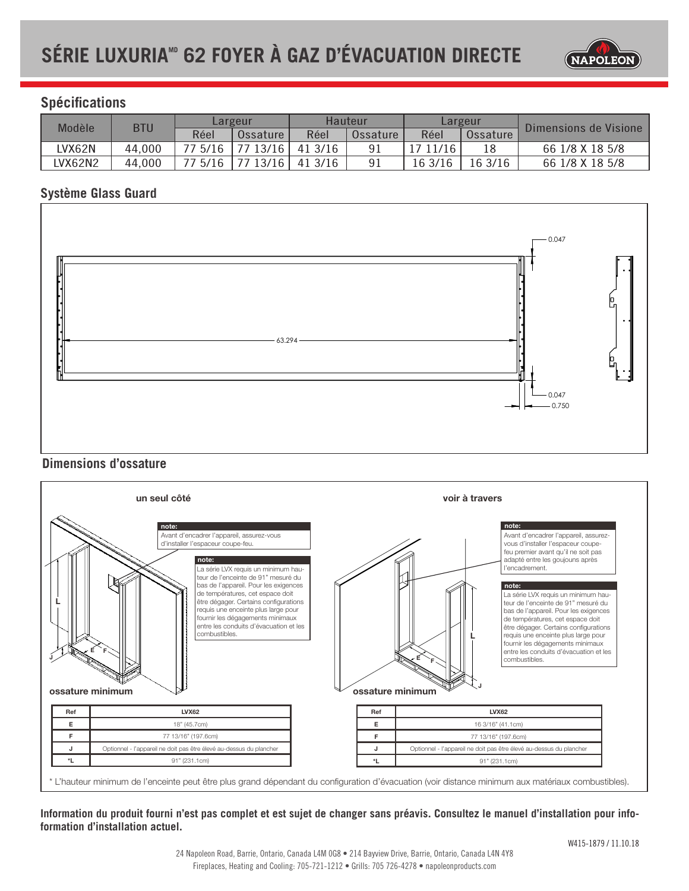# SÉRIE LUXURIA[MD] 62 FOYER À GAZ D'ÉVACUATION DIRECTE

## Spécifications

| Modèle | BTU | Largeur | | Hauteur | | Largeur | | Dimensions de Visione |
|---|---|---|---|---|---|---|---|---|
| | | Réel | Ossature | Réel | Ossature | Réel | Ossature | |
| LVX62N | 44,000 | 77 5/16 | 77 13/16 | 41 3/16 | 91 | 17 11/16 | 18 | 66 1/8 X 18 5/8 |
| LVX62N2 | 44,000 | 77 5/16 | 77 13/16 | 41 3/16 | 91 | 16 3/16 | 16 3/16 | 66 1/8 X 18 5/8 |

## Système Glass Guard

0.047

63.294

0.047

0.750

## Dimensions d'ossature

### un seul côté

**note:** Avant d'encadrer l'appareil, assurez-vous d'installer l'espaceur coupe-feu.

**note:** La série LVX requis un minimum hauteur de l'enceinte de 91" mesuré du bas de l'appareil. Pour les exigences de températures, cet espace doit être dégager. Certains configurations requis une enceinte plus large pour fournir les dégagements minimaux entre les conduits d'évacuation et les combustibles.

**ossature minimum**

| Ref | LVX62 |
|---|---|
| E | 18" (45.7cm) |
| F | 77 13/16" (197.6cm) |
| J | Optionnel - l'appareil ne doit pas être élevé au-dessus du plancher |
| *L | 91" (231.1cm) |

### voir à travers

**note:** Avant d'encadrer l'appareil, assurez-vous d'installer l'espaceur coupe-feu premier avant qu'il ne soit pas adapté entre les goujouns après l'encadrement.

**note:** La série LVX requis un minimum hauteur de l'enceinte de 91" mesuré du bas de l'appareil. Pour les exigences de températures, cet espace doit être dégager. Certains configurations requis une enceinte plus large pour fournir les dégagements minimaux entre les conduits d'évacuation et les combustibles.

**ossature minimum**

| Ref | LVX62 |
|---|---|
| E | 16 3/16" (41.1cm) |
| F | 77 13/16" (197.6cm) |
| J | Optionnel - l'appareil ne doit pas être élevé au-dessus du plancher |
| *L | 91" (231.1cm) |

* L'hauteur minimum de l'enceinte peut être plus grand dépendant du configuration d'évacuation (voir distance minimum aux matériaux combustibles).

**Information du produit fourni n'est pas complet et est sujet de changer sans préavis. Consultez le manuel d'installation pour information d'installation actuel.**

W415-1879 / 11.10.18

24 Napoleon Road, Barrie, Ontario, Canada L4M 0G8 • 214 Bayview Drive, Barrie, Ontario, Canada L4N 4Y8
Fireplaces, Heating and Cooling: 705-721-1212 • Grills: 705 726-4278 • napoleonproducts.com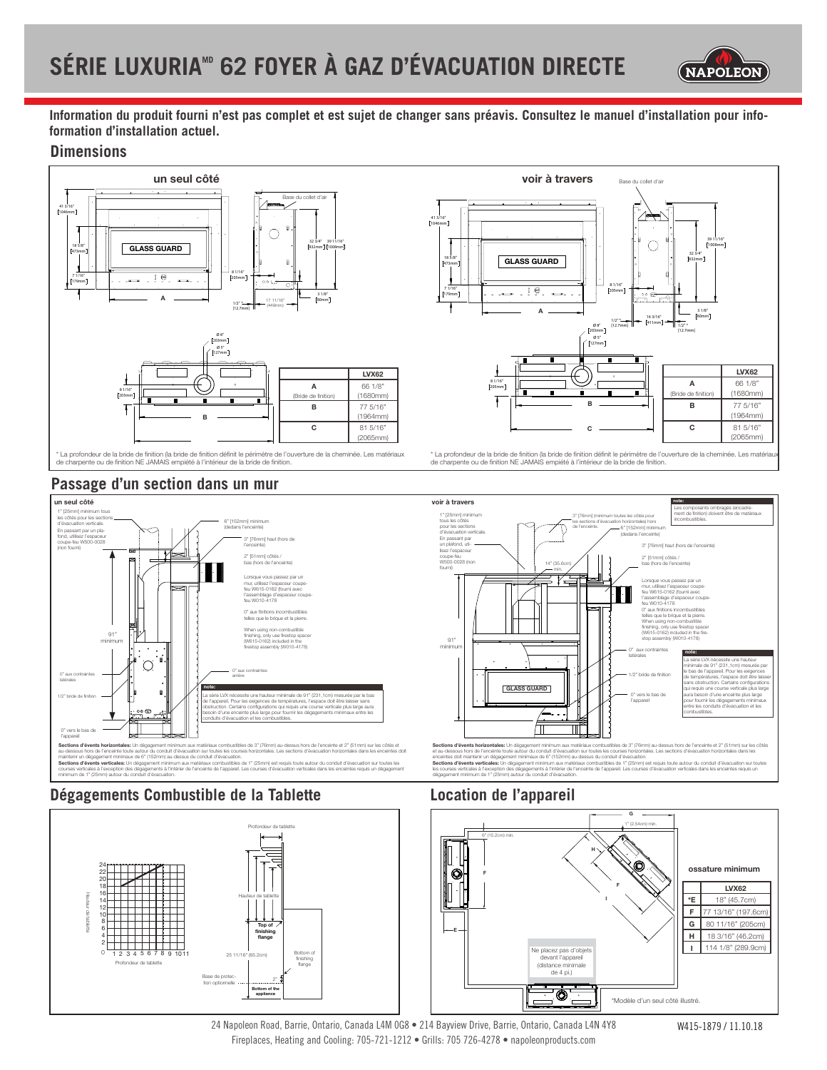# SÉRIE LUXURIA[MD] 62 FOYER À GAZ D'ÉVACUATION DIRECTE

**Information du produit fourni n'est pas complet et est sujet de changer sans préavis. Consultez le manuel d'installation pour information d'installation actuel.**

## Dimensions

### un seul côté

41 3/16" [1046mm]
18 5/8" [473mm]
7 1/16" [179mm]
GLASS GUARD
A
Base du collet d'air
32 3/4" [832mm]
39 11/16" [1008mm]
8 1/16" [205mm]
3 1/8" [80mm]
1/2" [12.7mm]
17 11/16" [449mm]
Ø 8" [203mm]
Ø 5" [127mm]
8 1/16" [205mm]
B
C

| | LVX62 |
|---|---|
| **A** (Bride de finition) | 66 1/8" (1680mm) |
| **B** | 77 5/16" (1964mm) |
| **C** | 81 5/16" (2065mm) |

\* La profondeur de la bride de finition (la bride de finition définit le périmètre de l'ouverture de la cheminée. Les matériaux de charpente ou de finition NE JAMAIS empiété à l'intérieur de la bride de finition.

### voir à travers

Base du collet d'air
41 3/16" [1046mm]
18 5/8" [473mm]
7 1/16" [179mm]
GLASS GUARD
A
39 11/16" [1008mm]
32 3/4" [832mm]
8 1/16" [205mm]
3 1/8" [80mm]
1/2" [12.7mm]
16 3/16" [411mm]
1/2" [12.7mm]
Ø 8" [203mm]
Ø 5" [127mm]
8 1/16" [205mm]
B
C

| | LVX62 |
|---|---|
| **A** (Bride de finition) | 66 1/8" (1680mm) |
| **B** | 77 5/16" (1964mm) |
| **C** | 81 5/16" (2065mm) |

\* La profondeur de la bride de finition (la bride de finition définit le périmètre de l'ouverture de la cheminée. Les matériaux de charpente ou de finition NE JAMAIS empiété à l'intérieur de la bride de finition.

## Passage d'un section dans un mur

### un seul côté

1" [25mm] minimum tous les côtés pour les sections d'évacuation verticale.
En passant par un plafond, utilisez l'espaceur coupe-feu W500-0028 (non fourni)
6" [152mm] minimum (dedans l'enceinte)
3" [76mm] haut (hors de l'enceinte)
2" [51mm] côtés / bas (hors de l'enceinte)
Lorsque vous passez par un mur, utilisez l'espaceur coupe-feu W615-0162 (fourni avec l'assemblage d'espaceur coupe-feu W010-4178
0" aux finitions incombustibles telles que le brique et la pierre.
When using non-combustible finishing, only use firestop spacer (W615-0162) included in the firestop assembly (W010-4178)
91" minimum
0" aux contraintes latérales
1/2" bride de finition
0" vers le bas de l'appareil
0" aux contraintes arrière

**note:** La série LVX nécessite une hauteur minimale de 91" (231,1cm) mesurée par le bas de l'appareil. Pour les exigences de températures, l'espace doit être laisser sans obstruction. Certains configurations qui requis une course verticale plus large aura besoin d'une enceinte plus large pour fournir les dégagements minimaux entre les conduits d'évacuation et les combustibles.

**Sections d'évents horizontales:** Un dégagement minimum aux matériaux combustibles de 3" (76mm) au-dessus hors de l'enceinte et 2" (51mm) sur les côtés et au-dessous hors de l'enceinte toute autour du conduit d'évacuation sur toutes les courses horizontales. Les sections d'évacuation horizontales dans les enceintes doit maintenir un dégagement minimaux de 6" (152mm) au-dessus du conduit d'évacuation.
**Sections d'évents verticales:** Un dégagement minimum aux matériaux combustibles de 1" (25mm) est requis toute autour du conduit d'évacuation sur toutes les courses verticales à l'exception des dégagements à l'intérieur de l'enceinte de l'appareil. Les courses d'évacuation verticales dans les enceintes requis un dégagement minimum de 1" (25mm) autour du conduit d'évacuation.

### voir à travers

1" [25mm] minimum tous les côtés pour les sections d'évacuation verticale.
En passant par un plafond, utilisez l'espaceur coupe-feu W500-0028 (non fourni)
3" [76mm] minimum toutes les côtés pour les sections d'évacuation horizontales) hors de l'enceinte.
6" [152mm] minimum (dedans l'enceinte)
3" [76mm] haut (hors de l'enceinte)
2" [51mm] côtés / bas (hors de l'enceinte)
14" (35.6cm) min.
Lorsque vous passez par un mur, utilisez l'espaceur coupe-feu W615-0162 (fourni avec l'assemblage d'espaceur coupe-feu W010-4178
0" aux finitions incombustibles telles que le brique et la pierre.
When using non-combustible finishing, only use firestop spacer (W615-0162) included in the firestop assembly (W010-4178)
91" minimum
0" aux contraintes latérales
1/2" bride de finition
0" vers le bas de l'appareil
GLASS GUARD

**note:** Les composants ombragés (encadrement de finition) doivent être de matériaux incombustibles.

**note:** La série LVX nécessite une hauteur minimale de 91" (231,1cm) mesurée par le bas de l'appareil. Pour les exigences de températures, l'espace doit être laisser sans obstruction. Certains configurations qui requis une course verticale plus large aura besoin d'une enceinte plus large pour fournir les dégagements minimaux entre les conduits d'évacuation et les combustibles.

**Sections d'évents horizontales:** Un dégagement minimum aux matériaux combustibles de 3" (76mm) au-dessus hors de l'enceinte et 2" (51mm) sur les côtés et au-dessous hors de l'enceinte toute autour du conduit d'évacuation sur toutes les courses horizontales. Les sections d'évacuation horizontales dans les enceintes doit maintenir un dégagement minimaux de 6" (152mm) au-dessus du conduit d'évacuation.
**Sections d'évents verticales:** Un dégagement minimum aux matériaux combustibles de 1" (25mm) est requis toute autour du conduit d'évacuation sur toutes les courses verticales à l'exception des dégagements à l'intérieur de l'enceinte de l'appareil. Les courses d'évacuation verticales dans les enceintes requis un dégagement minimum de 1" (25mm) autour du conduit d'évacuation.

## Dégagements Combustible de la Tablette

Hauteur de tablette
24
22
20
18
16
14
12
10
8
6
4
2
0
1 2 3 4 5 6 7 8 9 10 11
Profondeur de tablette

Profondeur de tablette
Hauteur de tablette
Top of finishing flange
25 11/16" (65.2cm)
Bottom of finishing flange
Base de protection optionnelle
2"
Bottom of the appliance

## Location de l'appareil

G
1" (2.54cm) min.
6" (15.2cm) min.
H
F
F
I
E
Ne placez pas d'objets devant l'appareil (distance minimale de 4 pi.)
\*Modèle d'un seul côté illustré.

**ossature minimum**

| | LVX62 |
|---|---|
| **\*E** | 18" (45.7cm) |
| **F** | 77 13/16" (197.6cm) |
| **G** | 80 11/16" (205cm) |
| **H** | 18 3/16" (46.2cm) |
| **I** | 114 1/8" (289.9cm) |

24 Napoleon Road, Barrie, Ontario, Canada L4M 0G8 • 214 Bayview Drive, Barrie, Ontario, Canada L4N 4Y8
Fireplaces, Heating and Cooling: 705-721-1212 • Grills: 705 726-4278 • napoleonproducts.com

W415-1879 / 11.10.18